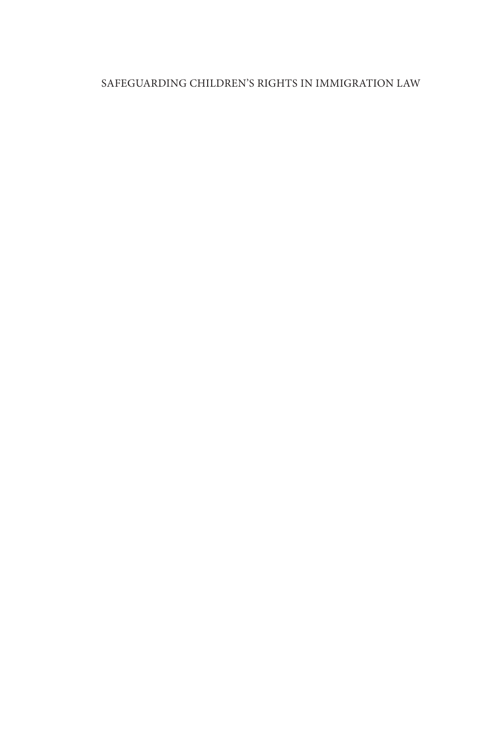# SAFEGUARDING CHILDREN'S RIGHTS IN IMMIGRATION LAW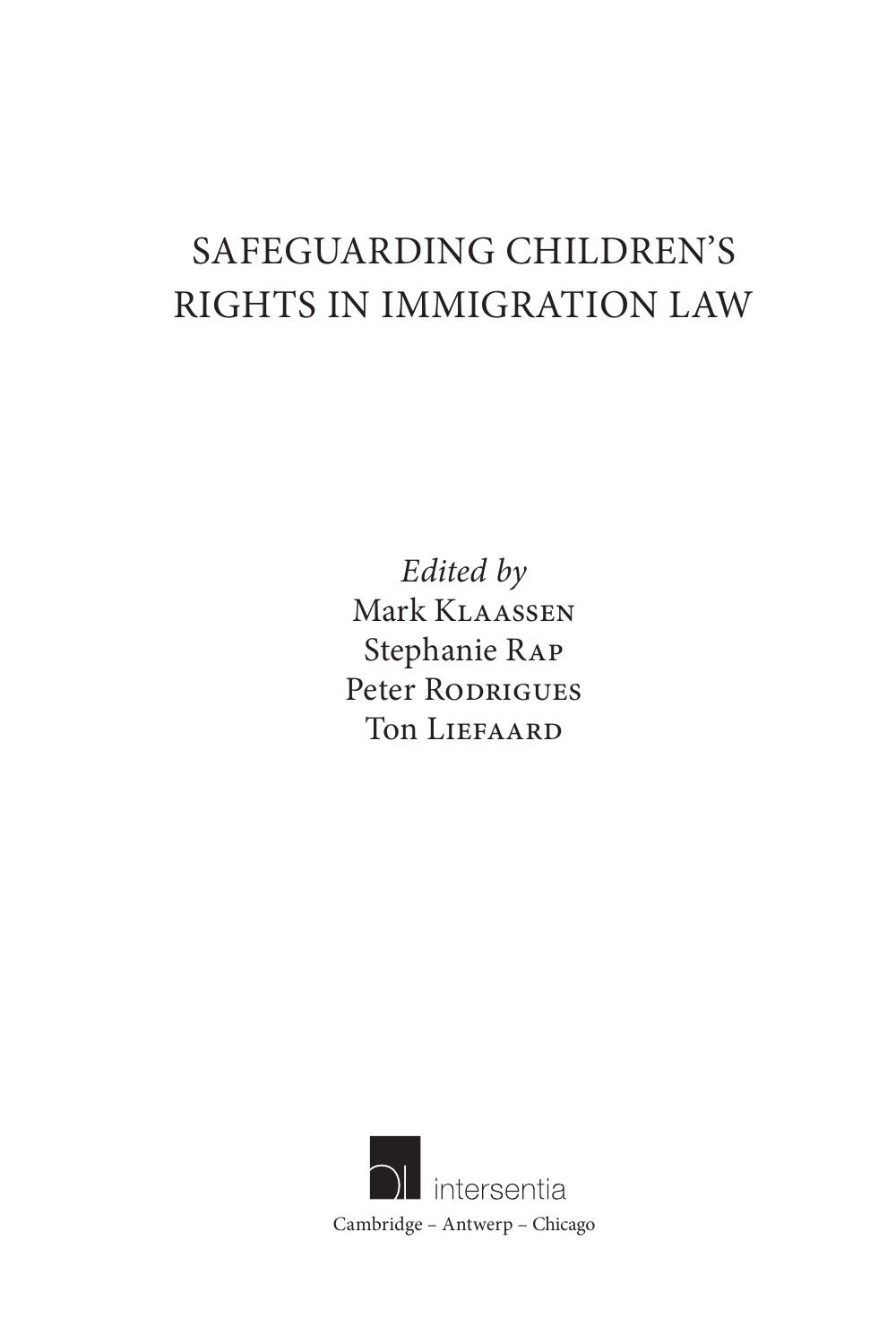# SAFEGUARDING CHILDREN'S RIGHTS IN IMMIGRATION LAW

*Edited by*

Mark Klaassen

Stephanie Rap

Peter Rodrigues

Ton Liefaard

intersentia

Cambridge – Antwerp – Chicago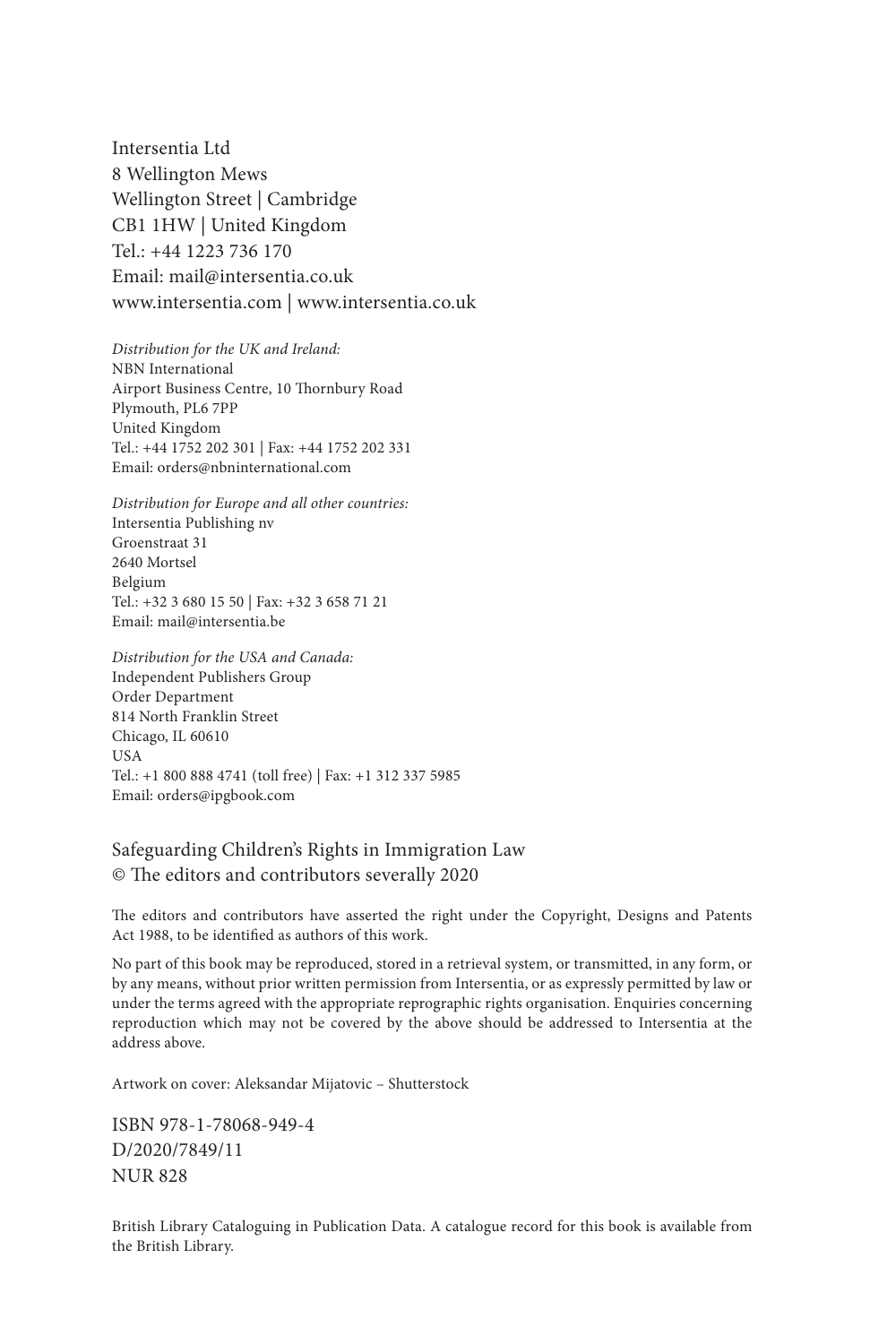Intersentia Ltd
8 Wellington Mews
Wellington Street | Cambridge
CB1 1HW | United Kingdom
Tel.: +44 1223 736 170
Email: mail@intersentia.co.uk
www.intersentia.com | www.intersentia.co.uk

*Distribution for the UK and Ireland:*
NBN International
Airport Business Centre, 10 Thornbury Road
Plymouth, PL6 7PP
United Kingdom
Tel.: +44 1752 202 301 | Fax: +44 1752 202 331
Email: orders@nbninternational.com

*Distribution for Europe and all other countries:*
Intersentia Publishing nv
Groenstraat 31
2640 Mortsel
Belgium
Tel.: +32 3 680 15 50 | Fax: +32 3 658 71 21
Email: mail@intersentia.be

*Distribution for the USA and Canada:*
Independent Publishers Group
Order Department
814 North Franklin Street
Chicago, IL 60610
USA
Tel.: +1 800 888 4741 (toll free) | Fax: +1 312 337 5985
Email: orders@ipgbook.com

Safeguarding Children's Rights in Immigration Law
© The editors and contributors severally 2020

The editors and contributors have asserted the right under the Copyright, Designs and Patents Act 1988, to be identified as authors of this work.

No part of this book may be reproduced, stored in a retrieval system, or transmitted, in any form, or by any means, without prior written permission from Intersentia, or as expressly permitted by law or under the terms agreed with the appropriate reprographic rights organisation. Enquiries concerning reproduction which may not be covered by the above should be addressed to Intersentia at the address above.

Artwork on cover: Aleksandar Mijatovic – Shutterstock

ISBN 978-1-78068-949-4
D/2020/7849/11
NUR 828

British Library Cataloguing in Publication Data. A catalogue record for this book is available from the British Library.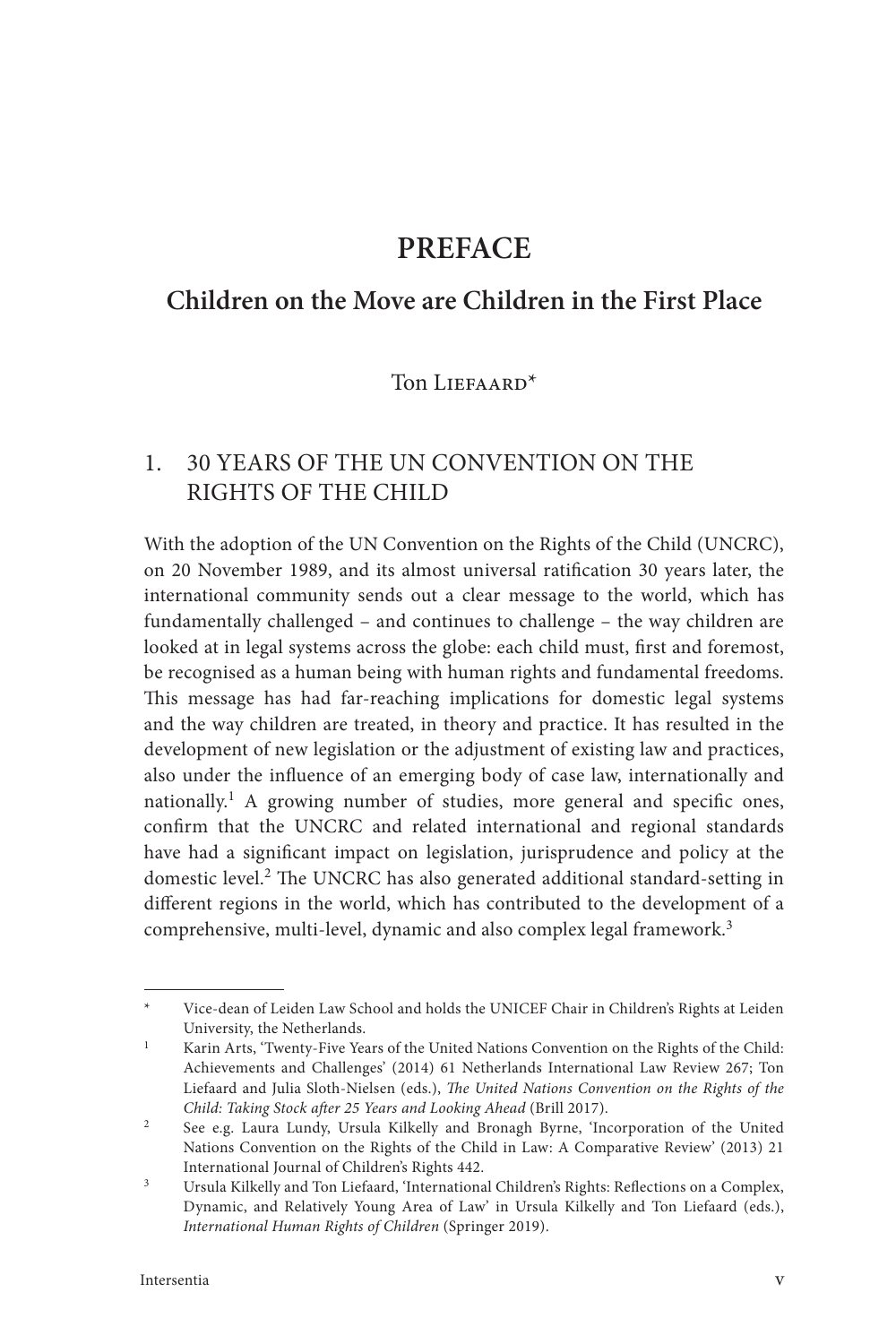# PREFACE

## Children on the Move are Children in the First Place

Ton Liefaard*

### 1. 30 YEARS OF THE UN CONVENTION ON THE RIGHTS OF THE CHILD

With the adoption of the UN Convention on the Rights of the Child (UNCRC), on 20 November 1989, and its almost universal ratification 30 years later, the international community sends out a clear message to the world, which has fundamentally challenged – and continues to challenge – the way children are looked at in legal systems across the globe: each child must, first and foremost, be recognised as a human being with human rights and fundamental freedoms. This message has had far-reaching implications for domestic legal systems and the way children are treated, in theory and practice. It has resulted in the development of new legislation or the adjustment of existing law and practices, also under the influence of an emerging body of case law, internationally and nationally.[1] A growing number of studies, more general and specific ones, confirm that the UNCRC and related international and regional standards have had a significant impact on legislation, jurisprudence and policy at the domestic level.[2] The UNCRC has also generated additional standard-setting in different regions in the world, which has contributed to the development of a comprehensive, multi-level, dynamic and also complex legal framework.[3]

---

\* Vice-dean of Leiden Law School and holds the UNICEF Chair in Children's Rights at Leiden University, the Netherlands.

[1] Karin Arts, 'Twenty-Five Years of the United Nations Convention on the Rights of the Child: Achievements and Challenges' (2014) 61 Netherlands International Law Review 267; Ton Liefaard and Julia Sloth-Nielsen (eds.), *The United Nations Convention on the Rights of the Child: Taking Stock after 25 Years and Looking Ahead* (Brill 2017).

[2] See e.g. Laura Lundy, Ursula Kilkelly and Bronagh Byrne, 'Incorporation of the United Nations Convention on the Rights of the Child in Law: A Comparative Review' (2013) 21 International Journal of Children's Rights 442.

[3] Ursula Kilkelly and Ton Liefaard, 'International Children's Rights: Reflections on a Complex, Dynamic, and Relatively Young Area of Law' in Ursula Kilkelly and Ton Liefaard (eds.), *International Human Rights of Children* (Springer 2019).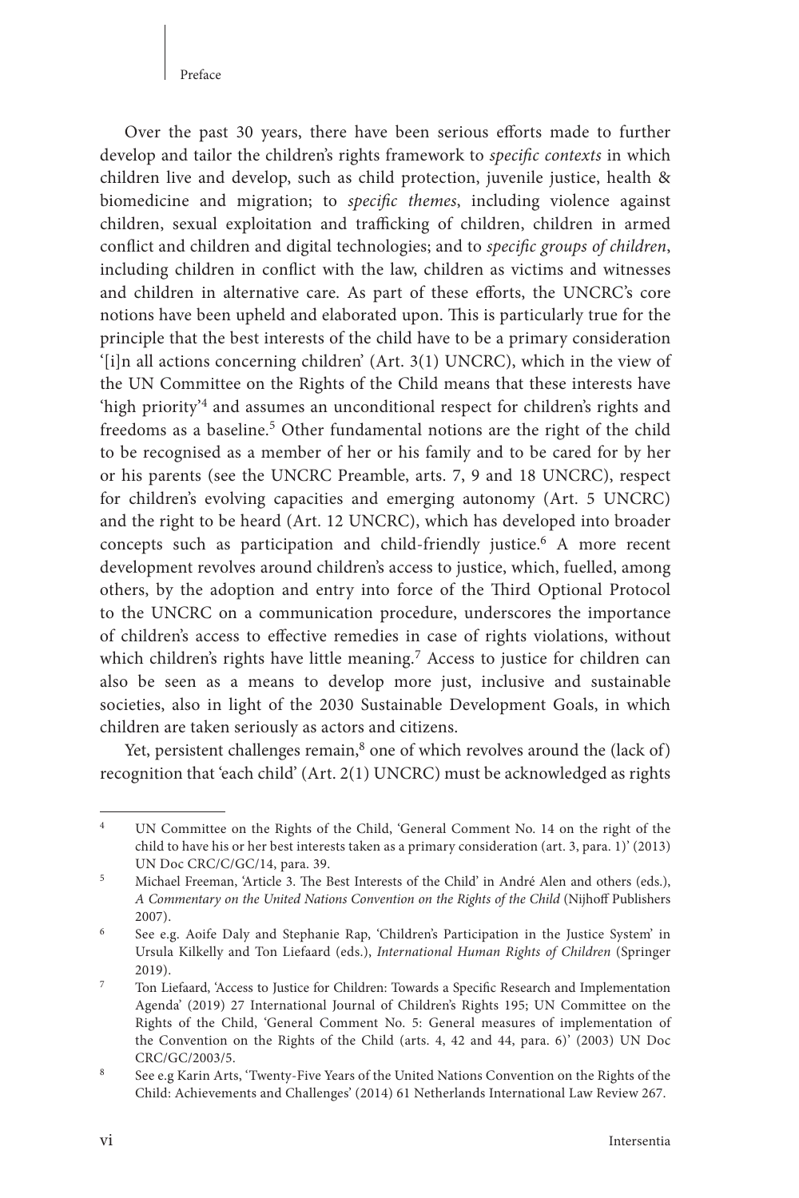Over the past 30 years, there have been serious efforts made to further develop and tailor the children's rights framework to *specific contexts* in which children live and develop, such as child protection, juvenile justice, health & biomedicine and migration; to *specific themes*, including violence against children, sexual exploitation and trafficking of children, children in armed conflict and children and digital technologies; and to *specific groups of children*, including children in conflict with the law, children as victims and witnesses and children in alternative care. As part of these efforts, the UNCRC's core notions have been upheld and elaborated upon. This is particularly true for the principle that the best interests of the child have to be a primary consideration '[i]n all actions concerning children' (Art. 3(1) UNCRC), which in the view of the UN Committee on the Rights of the Child means that these interests have 'high priority'[4] and assumes an unconditional respect for children's rights and freedoms as a baseline.[5] Other fundamental notions are the right of the child to be recognised as a member of her or his family and to be cared for by her or his parents (see the UNCRC Preamble, arts. 7, 9 and 18 UNCRC), respect for children's evolving capacities and emerging autonomy (Art. 5 UNCRC) and the right to be heard (Art. 12 UNCRC), which has developed into broader concepts such as participation and child-friendly justice.[6] A more recent development revolves around children's access to justice, which, fuelled, among others, by the adoption and entry into force of the Third Optional Protocol to the UNCRC on a communication procedure, underscores the importance of children's access to effective remedies in case of rights violations, without which children's rights have little meaning.[7] Access to justice for children can also be seen as a means to develop more just, inclusive and sustainable societies, also in light of the 2030 Sustainable Development Goals, in which children are taken seriously as actors and citizens.

Yet, persistent challenges remain,[8] one of which revolves around the (lack of) recognition that 'each child' (Art. 2(1) UNCRC) must be acknowledged as rights

---

[4] UN Committee on the Rights of the Child, 'General Comment No. 14 on the right of the child to have his or her best interests taken as a primary consideration (art. 3, para. 1)' (2013) UN Doc CRC/C/GC/14, para. 39.

[5] Michael Freeman, 'Article 3. The Best Interests of the Child' in André Alen and others (eds.), *A Commentary on the United Nations Convention on the Rights of the Child* (Nijhoff Publishers 2007).

[6] See e.g. Aoife Daly and Stephanie Rap, 'Children's Participation in the Justice System' in Ursula Kilkelly and Ton Liefaard (eds.), *International Human Rights of Children* (Springer 2019).

[7] Ton Liefaard, 'Access to Justice for Children: Towards a Specific Research and Implementation Agenda' (2019) 27 International Journal of Children's Rights 195; UN Committee on the Rights of the Child, 'General Comment No. 5: General measures of implementation of the Convention on the Rights of the Child (arts. 4, 42 and 44, para. 6)' (2003) UN Doc CRC/GC/2003/5.

[8] See e.g Karin Arts, 'Twenty-Five Years of the United Nations Convention on the Rights of the Child: Achievements and Challenges' (2014) 61 Netherlands International Law Review 267.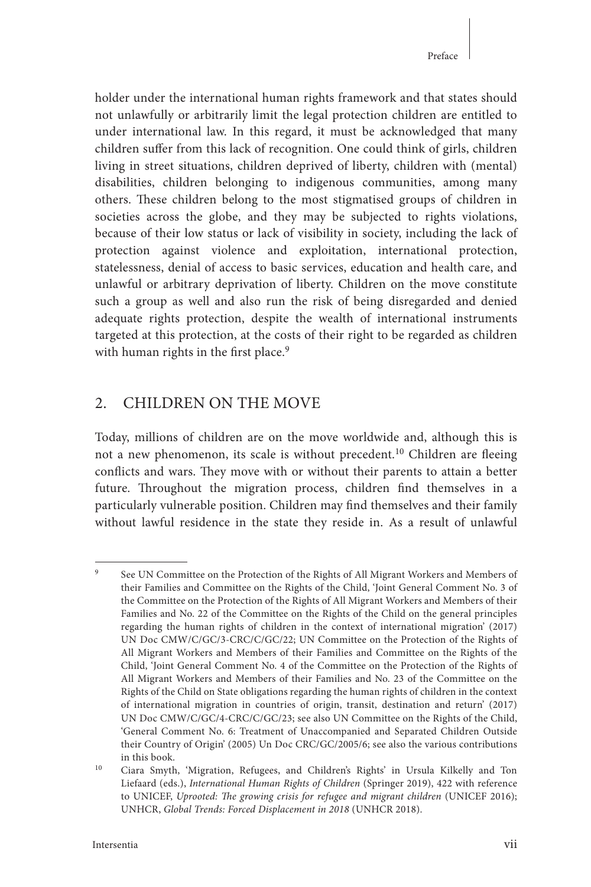holder under the international human rights framework and that states should not unlawfully or arbitrarily limit the legal protection children are entitled to under international law. In this regard, it must be acknowledged that many children suffer from this lack of recognition. One could think of girls, children living in street situations, children deprived of liberty, children with (mental) disabilities, children belonging to indigenous communities, among many others. These children belong to the most stigmatised groups of children in societies across the globe, and they may be subjected to rights violations, because of their low status or lack of visibility in society, including the lack of protection against violence and exploitation, international protection, statelessness, denial of access to basic services, education and health care, and unlawful or arbitrary deprivation of liberty. Children on the move constitute such a group as well and also run the risk of being disregarded and denied adequate rights protection, despite the wealth of international instruments targeted at this protection, at the costs of their right to be regarded as children with human rights in the first place.[9]

## 2. CHILDREN ON THE MOVE

Today, millions of children are on the move worldwide and, although this is not a new phenomenon, its scale is without precedent.[10] Children are fleeing conflicts and wars. They move with or without their parents to attain a better future. Throughout the migration process, children find themselves in a particularly vulnerable position. Children may find themselves and their family without lawful residence in the state they reside in. As a result of unlawful

---

[9] See UN Committee on the Protection of the Rights of All Migrant Workers and Members of their Families and Committee on the Rights of the Child, 'Joint General Comment No. 3 of the Committee on the Protection of the Rights of All Migrant Workers and Members of their Families and No. 22 of the Committee on the Rights of the Child on the general principles regarding the human rights of children in the context of international migration' (2017) UN Doc CMW/C/GC/3-CRC/C/GC/22; UN Committee on the Protection of the Rights of All Migrant Workers and Members of their Families and Committee on the Rights of the Child, 'Joint General Comment No. 4 of the Committee on the Protection of the Rights of All Migrant Workers and Members of their Families and No. 23 of the Committee on the Rights of the Child on State obligations regarding the human rights of children in the context of international migration in countries of origin, transit, destination and return' (2017) UN Doc CMW/C/GC/4-CRC/C/GC/23; see also UN Committee on the Rights of the Child, 'General Comment No. 6: Treatment of Unaccompanied and Separated Children Outside their Country of Origin' (2005) Un Doc CRC/GC/2005/6; see also the various contributions in this book.

[10] Ciara Smyth, 'Migration, Refugees, and Children's Rights' in Ursula Kilkelly and Ton Liefaard (eds.), *International Human Rights of Children* (Springer 2019), 422 with reference to UNICEF, *Uprooted: The growing crisis for refugee and migrant children* (UNICEF 2016); UNHCR, *Global Trends: Forced Displacement in 2018* (UNHCR 2018).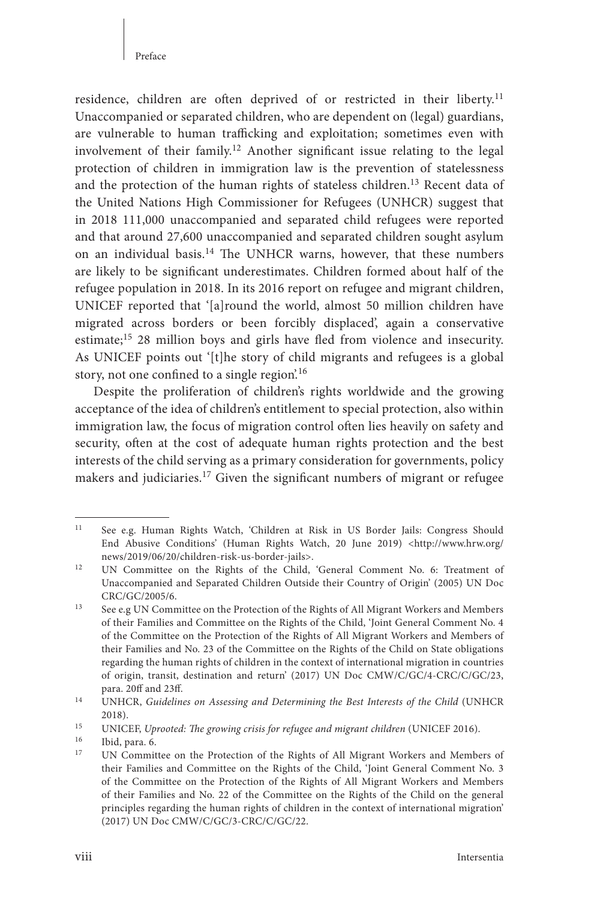residence, children are often deprived of or restricted in their liberty.[11] Unaccompanied or separated children, who are dependent on (legal) guardians, are vulnerable to human trafficking and exploitation; sometimes even with involvement of their family.[12] Another significant issue relating to the legal protection of children in immigration law is the prevention of statelessness and the protection of the human rights of stateless children.[13] Recent data of the United Nations High Commissioner for Refugees (UNHCR) suggest that in 2018 111,000 unaccompanied and separated child refugees were reported and that around 27,600 unaccompanied and separated children sought asylum on an individual basis.[14] The UNHCR warns, however, that these numbers are likely to be significant underestimates. Children formed about half of the refugee population in 2018. In its 2016 report on refugee and migrant children, UNICEF reported that '[a]round the world, almost 50 million children have migrated across borders or been forcibly displaced', again a conservative estimate;[15] 28 million boys and girls have fled from violence and insecurity. As UNICEF points out '[t]he story of child migrants and refugees is a global story, not one confined to a single region'.[16]

Despite the proliferation of children's rights worldwide and the growing acceptance of the idea of children's entitlement to special protection, also within immigration law, the focus of migration control often lies heavily on safety and security, often at the cost of adequate human rights protection and the best interests of the child serving as a primary consideration for governments, policy makers and judiciaries.[17] Given the significant numbers of migrant or refugee

---

[11] See e.g. Human Rights Watch, 'Children at Risk in US Border Jails: Congress Should End Abusive Conditions' (Human Rights Watch, 20 June 2019) <http://www.hrw.org/news/2019/06/20/children-risk-us-border-jails>.

[12] UN Committee on the Rights of the Child, 'General Comment No. 6: Treatment of Unaccompanied and Separated Children Outside their Country of Origin' (2005) UN Doc CRC/GC/2005/6.

[13] See e.g UN Committee on the Protection of the Rights of All Migrant Workers and Members of their Families and Committee on the Rights of the Child, 'Joint General Comment No. 4 of the Committee on the Protection of the Rights of All Migrant Workers and Members of their Families and No. 23 of the Committee on the Rights of the Child on State obligations regarding the human rights of children in the context of international migration in countries of origin, transit, destination and return' (2017) UN Doc CMW/C/GC/4-CRC/C/GC/23, para. 20ff and 23ff.

[14] UNHCR, *Guidelines on Assessing and Determining the Best Interests of the Child* (UNHCR 2018).

[15] UNICEF, *Uprooted: The growing crisis for refugee and migrant children* (UNICEF 2016).

[16] Ibid, para. 6.

[17] UN Committee on the Protection of the Rights of All Migrant Workers and Members of their Families and Committee on the Rights of the Child, 'Joint General Comment No. 3 of the Committee on the Protection of the Rights of All Migrant Workers and Members of their Families and No. 22 of the Committee on the Rights of the Child on the general principles regarding the human rights of children in the context of international migration' (2017) UN Doc CMW/C/GC/3-CRC/C/GC/22.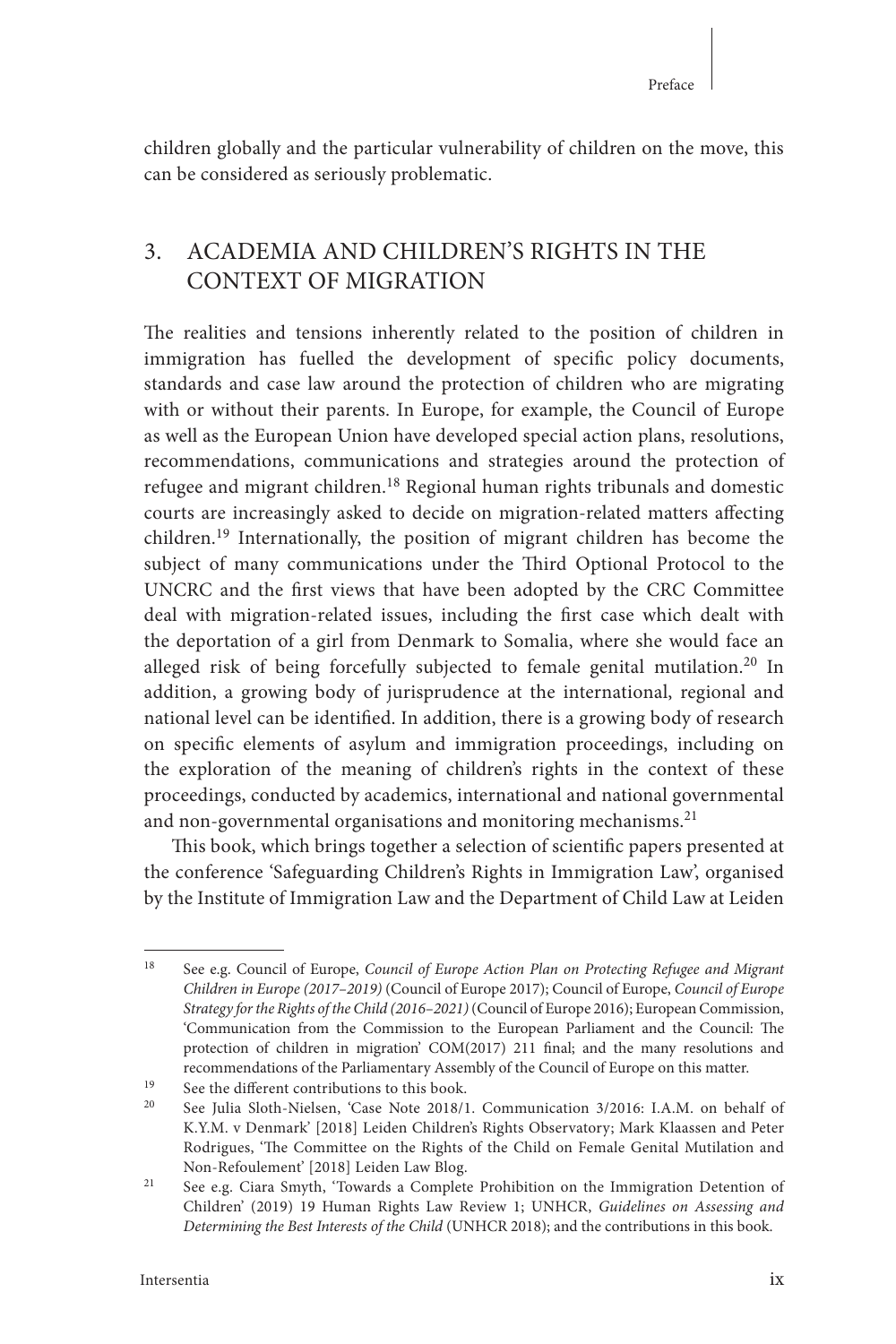children globally and the particular vulnerability of children on the move, this can be considered as seriously problematic.

## 3. ACADEMIA AND CHILDREN'S RIGHTS IN THE CONTEXT OF MIGRATION

The realities and tensions inherently related to the position of children in immigration has fuelled the development of specific policy documents, standards and case law around the protection of children who are migrating with or without their parents. In Europe, for example, the Council of Europe as well as the European Union have developed special action plans, resolutions, recommendations, communications and strategies around the protection of refugee and migrant children.[18] Regional human rights tribunals and domestic courts are increasingly asked to decide on migration-related matters affecting children.[19] Internationally, the position of migrant children has become the subject of many communications under the Third Optional Protocol to the UNCRC and the first views that have been adopted by the CRC Committee deal with migration-related issues, including the first case which dealt with the deportation of a girl from Denmark to Somalia, where she would face an alleged risk of being forcefully subjected to female genital mutilation.[20] In addition, a growing body of jurisprudence at the international, regional and national level can be identified. In addition, there is a growing body of research on specific elements of asylum and immigration proceedings, including on the exploration of the meaning of children's rights in the context of these proceedings, conducted by academics, international and national governmental and non-governmental organisations and monitoring mechanisms.[21]

This book, which brings together a selection of scientific papers presented at the conference 'Safeguarding Children's Rights in Immigration Law', organised by the Institute of Immigration Law and the Department of Child Law at Leiden

---

[18] See e.g. Council of Europe, *Council of Europe Action Plan on Protecting Refugee and Migrant Children in Europe (2017–2019)* (Council of Europe 2017); Council of Europe, *Council of Europe Strategy for the Rights of the Child (2016–2021)* (Council of Europe 2016); European Commission, 'Communication from the Commission to the European Parliament and the Council: The protection of children in migration' COM(2017) 211 final; and the many resolutions and recommendations of the Parliamentary Assembly of the Council of Europe on this matter.

[19] See the different contributions to this book.

[20] See Julia Sloth-Nielsen, 'Case Note 2018/1. Communication 3/2016: I.A.M. on behalf of K.Y.M. v Denmark' [2018] Leiden Children's Rights Observatory; Mark Klaassen and Peter Rodrigues, 'The Committee on the Rights of the Child on Female Genital Mutilation and Non-Refoulement' [2018] Leiden Law Blog.

[21] See e.g. Ciara Smyth, 'Towards a Complete Prohibition on the Immigration Detention of Children' (2019) 19 Human Rights Law Review 1; UNHCR, *Guidelines on Assessing and Determining the Best Interests of the Child* (UNHCR 2018); and the contributions in this book.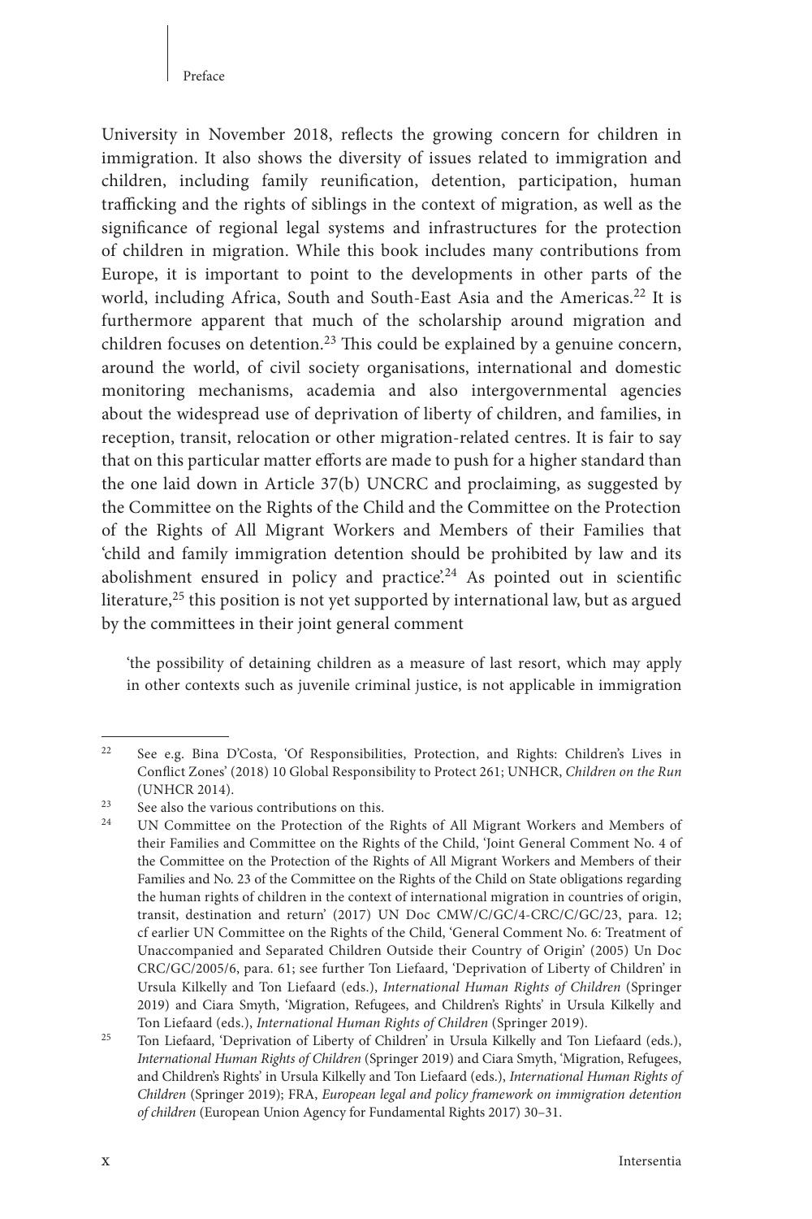University in November 2018, reflects the growing concern for children in immigration. It also shows the diversity of issues related to immigration and children, including family reunification, detention, participation, human trafficking and the rights of siblings in the context of migration, as well as the significance of regional legal systems and infrastructures for the protection of children in migration. While this book includes many contributions from Europe, it is important to point to the developments in other parts of the world, including Africa, South and South-East Asia and the Americas.[22] It is furthermore apparent that much of the scholarship around migration and children focuses on detention.[23] This could be explained by a genuine concern, around the world, of civil society organisations, international and domestic monitoring mechanisms, academia and also intergovernmental agencies about the widespread use of deprivation of liberty of children, and families, in reception, transit, relocation or other migration-related centres. It is fair to say that on this particular matter efforts are made to push for a higher standard than the one laid down in Article 37(b) UNCRC and proclaiming, as suggested by the Committee on the Rights of the Child and the Committee on the Protection of the Rights of All Migrant Workers and Members of their Families that 'child and family immigration detention should be prohibited by law and its abolishment ensured in policy and practice'.[24] As pointed out in scientific literature,[25] this position is not yet supported by international law, but as argued by the committees in their joint general comment

> 'the possibility of detaining children as a measure of last resort, which may apply in other contexts such as juvenile criminal justice, is not applicable in immigration

---

[22] See e.g. Bina D'Costa, 'Of Responsibilities, Protection, and Rights: Children's Lives in Conflict Zones' (2018) 10 Global Responsibility to Protect 261; UNHCR, *Children on the Run* (UNHCR 2014).

[23] See also the various contributions on this.

[24] UN Committee on the Protection of the Rights of All Migrant Workers and Members of their Families and Committee on the Rights of the Child, 'Joint General Comment No. 4 of the Committee on the Protection of the Rights of All Migrant Workers and Members of their Families and No. 23 of the Committee on the Rights of the Child on State obligations regarding the human rights of children in the context of international migration in countries of origin, transit, destination and return' (2017) UN Doc CMW/C/GC/4-CRC/C/GC/23, para. 12; cf earlier UN Committee on the Rights of the Child, 'General Comment No. 6: Treatment of Unaccompanied and Separated Children Outside their Country of Origin' (2005) Un Doc CRC/GC/2005/6, para. 61; see further Ton Liefaard, 'Deprivation of Liberty of Children' in Ursula Kilkelly and Ton Liefaard (eds.), *International Human Rights of Children* (Springer 2019) and Ciara Smyth, 'Migration, Refugees, and Children's Rights' in Ursula Kilkelly and Ton Liefaard (eds.), *International Human Rights of Children* (Springer 2019).

[25] Ton Liefaard, 'Deprivation of Liberty of Children' in Ursula Kilkelly and Ton Liefaard (eds.), *International Human Rights of Children* (Springer 2019) and Ciara Smyth, 'Migration, Refugees, and Children's Rights' in Ursula Kilkelly and Ton Liefaard (eds.), *International Human Rights of Children* (Springer 2019); FRA, *European legal and policy framework on immigration detention of children* (European Union Agency for Fundamental Rights 2017) 30–31.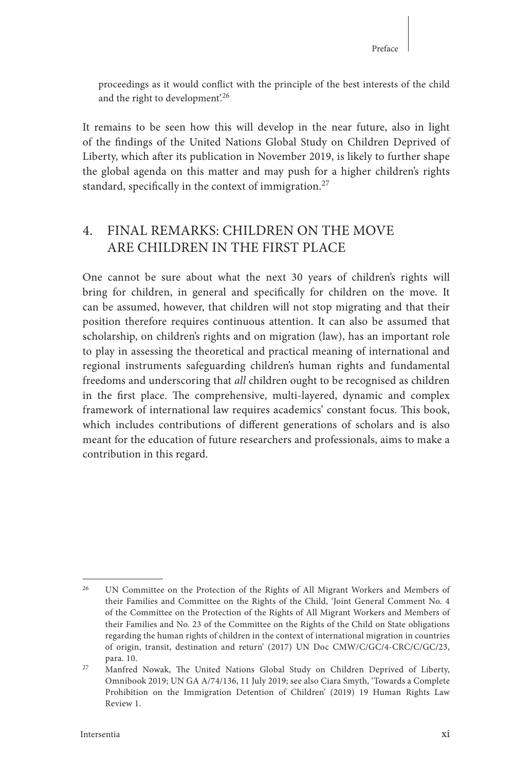proceedings as it would conflict with the principle of the best interests of the child and the right to development'.[26]

It remains to be seen how this will develop in the near future, also in light of the findings of the United Nations Global Study on Children Deprived of Liberty, which after its publication in November 2019, is likely to further shape the global agenda on this matter and may push for a higher children's rights standard, specifically in the context of immigration.[27]

## 4. FINAL REMARKS: CHILDREN ON THE MOVE ARE CHILDREN IN THE FIRST PLACE

One cannot be sure about what the next 30 years of children's rights will bring for children, in general and specifically for children on the move. It can be assumed, however, that children will not stop migrating and that their position therefore requires continuous attention. It can also be assumed that scholarship, on children's rights and on migration (law), has an important role to play in assessing the theoretical and practical meaning of international and regional instruments safeguarding children's human rights and fundamental freedoms and underscoring that *all* children ought to be recognised as children in the first place. The comprehensive, multi-layered, dynamic and complex framework of international law requires academics' constant focus. This book, which includes contributions of different generations of scholars and is also meant for the education of future researchers and professionals, aims to make a contribution in this regard.

---

[26] UN Committee on the Protection of the Rights of All Migrant Workers and Members of their Families and Committee on the Rights of the Child, 'Joint General Comment No. 4 of the Committee on the Protection of the Rights of All Migrant Workers and Members of their Families and No. 23 of the Committee on the Rights of the Child on State obligations regarding the human rights of children in the context of international migration in countries of origin, transit, destination and return' (2017) UN Doc CMW/C/GC/4-CRC/C/GC/23, para. 10.

[27] Manfred Nowak, The United Nations Global Study on Children Deprived of Liberty, Omnibook 2019; UN GA A/74/136, 11 July 2019; see also Ciara Smyth, 'Towards a Complete Prohibition on the Immigration Detention of Children' (2019) 19 Human Rights Law Review 1.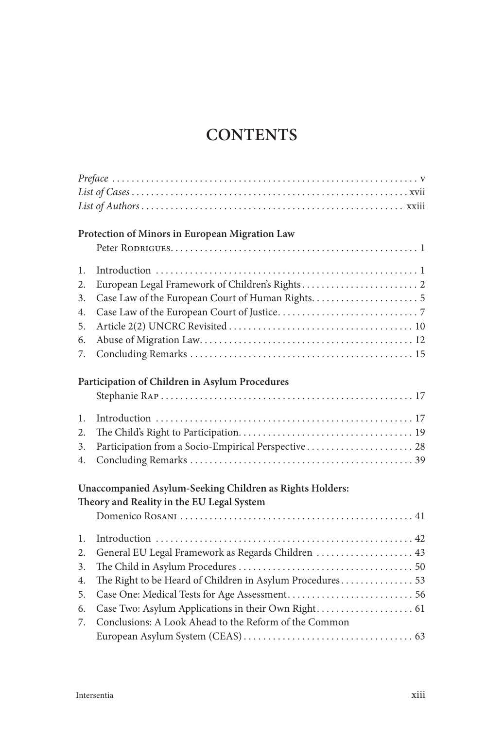# CONTENTS

*Preface* . . . . . . . . . . . . . . . . . . . . . . . . . . . . . . . . . . . . . . . . . . . . . . . . . . . . . . . . . . . . . . v
*List of Cases* . . . . . . . . . . . . . . . . . . . . . . . . . . . . . . . . . . . . . . . . . . . . . . . . . . . . . . . . xvii
*List of Authors* . . . . . . . . . . . . . . . . . . . . . . . . . . . . . . . . . . . . . . . . . . . . . . . . . . . . . xxiii

**Protection of Minors in European Migration Law**
Peter Rodrigues . . . . . . . . . . . . . . . . . . . . . . . . . . . . . . . . . . . . . . . . . . . . . . . . . . 1

1. Introduction . . . . . . . . . . . . . . . . . . . . . . . . . . . . . . . . . . . . . . . . . . . . . . . . . . . . 1
2. European Legal Framework of Children's Rights . . . . . . . . . . . . . . . . . . . . . . . . 2
3. Case Law of the European Court of Human Rights . . . . . . . . . . . . . . . . . . . . . . 5
4. Case Law of the European Court of Justice . . . . . . . . . . . . . . . . . . . . . . . . . . . . 7
5. Article 2(2) UNCRC Revisited . . . . . . . . . . . . . . . . . . . . . . . . . . . . . . . . . . . . . 10
6. Abuse of Migration Law . . . . . . . . . . . . . . . . . . . . . . . . . . . . . . . . . . . . . . . . . . 12
7. Concluding Remarks . . . . . . . . . . . . . . . . . . . . . . . . . . . . . . . . . . . . . . . . . . . . 15

**Participation of Children in Asylum Procedures**
Stephanie Rap . . . . . . . . . . . . . . . . . . . . . . . . . . . . . . . . . . . . . . . . . . . . . . . . . . . 17

1. Introduction . . . . . . . . . . . . . . . . . . . . . . . . . . . . . . . . . . . . . . . . . . . . . . . . . . . 17
2. The Child's Right to Participation . . . . . . . . . . . . . . . . . . . . . . . . . . . . . . . . . . . 19
3. Participation from a Socio-Empirical Perspective . . . . . . . . . . . . . . . . . . . . . . 28
4. Concluding Remarks . . . . . . . . . . . . . . . . . . . . . . . . . . . . . . . . . . . . . . . . . . . . 39

**Unaccompanied Asylum-Seeking Children as Rights Holders: Theory and Reality in the EU Legal System**
Domenico Rosani . . . . . . . . . . . . . . . . . . . . . . . . . . . . . . . . . . . . . . . . . . . . . . . . 41

1. Introduction . . . . . . . . . . . . . . . . . . . . . . . . . . . . . . . . . . . . . . . . . . . . . . . . . . . 42
2. General EU Legal Framework as Regards Children . . . . . . . . . . . . . . . . . . . . 43
3. The Child in Asylum Procedures . . . . . . . . . . . . . . . . . . . . . . . . . . . . . . . . . . . 50
4. The Right to be Heard of Children in Asylum Procedures . . . . . . . . . . . . . . . 53
5. Case One: Medical Tests for Age Assessment . . . . . . . . . . . . . . . . . . . . . . . . . 56
6. Case Two: Asylum Applications in their Own Right . . . . . . . . . . . . . . . . . . . . 61
7. Conclusions: A Look Ahead to the Reform of the Common European Asylum System (CEAS) . . . . . . . . . . . . . . . . . . . . . . . . . . . . . . . . . . . 63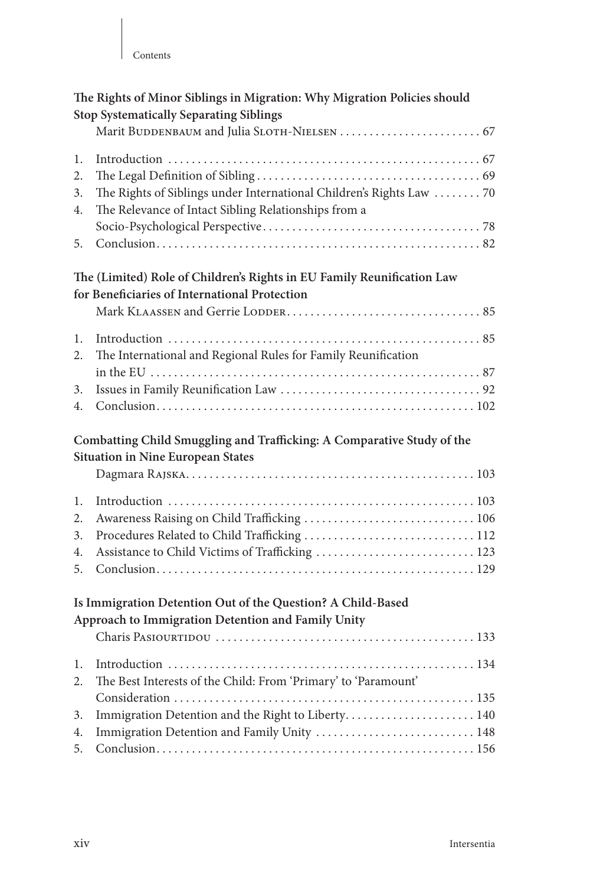**The Rights of Minor Siblings in Migration: Why Migration Policies should Stop Systematically Separating Siblings**
Marit Buddenbaum and Julia Sloth-Nielsen . . . . . . . . . . . . . . . . . . . . . . . . 67

1. Introduction . . . . . . . . . . . . . . . . . . . . . . . . . . . . . . . . . . . . . . . . . . . . . . . . . . . . . 67
2. The Legal Definition of Sibling . . . . . . . . . . . . . . . . . . . . . . . . . . . . . . . . . . . . . . 69
3. The Rights of Siblings under International Children's Rights Law . . . . . . . . 70
4. The Relevance of Intact Sibling Relationships from a Socio-Psychological Perspective . . . . . . . . . . . . . . . . . . . . . . . . . . . . . . . . . . . . . 78
5. Conclusion . . . . . . . . . . . . . . . . . . . . . . . . . . . . . . . . . . . . . . . . . . . . . . . . . . . . . . 82

**The (Limited) Role of Children's Rights in EU Family Reunification Law for Beneficiaries of International Protection**
Mark Klaassen and Gerrie Lodder . . . . . . . . . . . . . . . . . . . . . . . . . . . . . . . . . 85

1. Introduction . . . . . . . . . . . . . . . . . . . . . . . . . . . . . . . . . . . . . . . . . . . . . . . . . . . . . 85
2. The International and Regional Rules for Family Reunification in the EU . . . . . . . . . . . . . . . . . . . . . . . . . . . . . . . . . . . . . . . . . . . . . . . . . . . . . . 87
3. Issues in Family Reunification Law . . . . . . . . . . . . . . . . . . . . . . . . . . . . . . . . . . 92
4. Conclusion . . . . . . . . . . . . . . . . . . . . . . . . . . . . . . . . . . . . . . . . . . . . . . . . . . . . . 102

**Combatting Child Smuggling and Trafficking: A Comparative Study of the Situation in Nine European States**
Dagmara Rajska . . . . . . . . . . . . . . . . . . . . . . . . . . . . . . . . . . . . . . . . . . . . . . . . . 103

1. Introduction . . . . . . . . . . . . . . . . . . . . . . . . . . . . . . . . . . . . . . . . . . . . . . . . . . . . 103
2. Awareness Raising on Child Trafficking . . . . . . . . . . . . . . . . . . . . . . . . . . . . . 106
3. Procedures Related to Child Trafficking . . . . . . . . . . . . . . . . . . . . . . . . . . . . . 112
4. Assistance to Child Victims of Trafficking . . . . . . . . . . . . . . . . . . . . . . . . . . . 123
5. Conclusion . . . . . . . . . . . . . . . . . . . . . . . . . . . . . . . . . . . . . . . . . . . . . . . . . . . . . 129

**Is Immigration Detention Out of the Question? A Child-Based Approach to Immigration Detention and Family Unity**
Charis Pasiourtidou . . . . . . . . . . . . . . . . . . . . . . . . . . . . . . . . . . . . . . . . . . . . 133

1. Introduction . . . . . . . . . . . . . . . . . . . . . . . . . . . . . . . . . . . . . . . . . . . . . . . . . . . . 134
2. The Best Interests of the Child: From 'Primary' to 'Paramount' Consideration . . . . . . . . . . . . . . . . . . . . . . . . . . . . . . . . . . . . . . . . . . . . . . . . . . 135
3. Immigration Detention and the Right to Liberty . . . . . . . . . . . . . . . . . . . . . . 140
4. Immigration Detention and Family Unity . . . . . . . . . . . . . . . . . . . . . . . . . . . 148
5. Conclusion . . . . . . . . . . . . . . . . . . . . . . . . . . . . . . . . . . . . . . . . . . . . . . . . . . . . . 156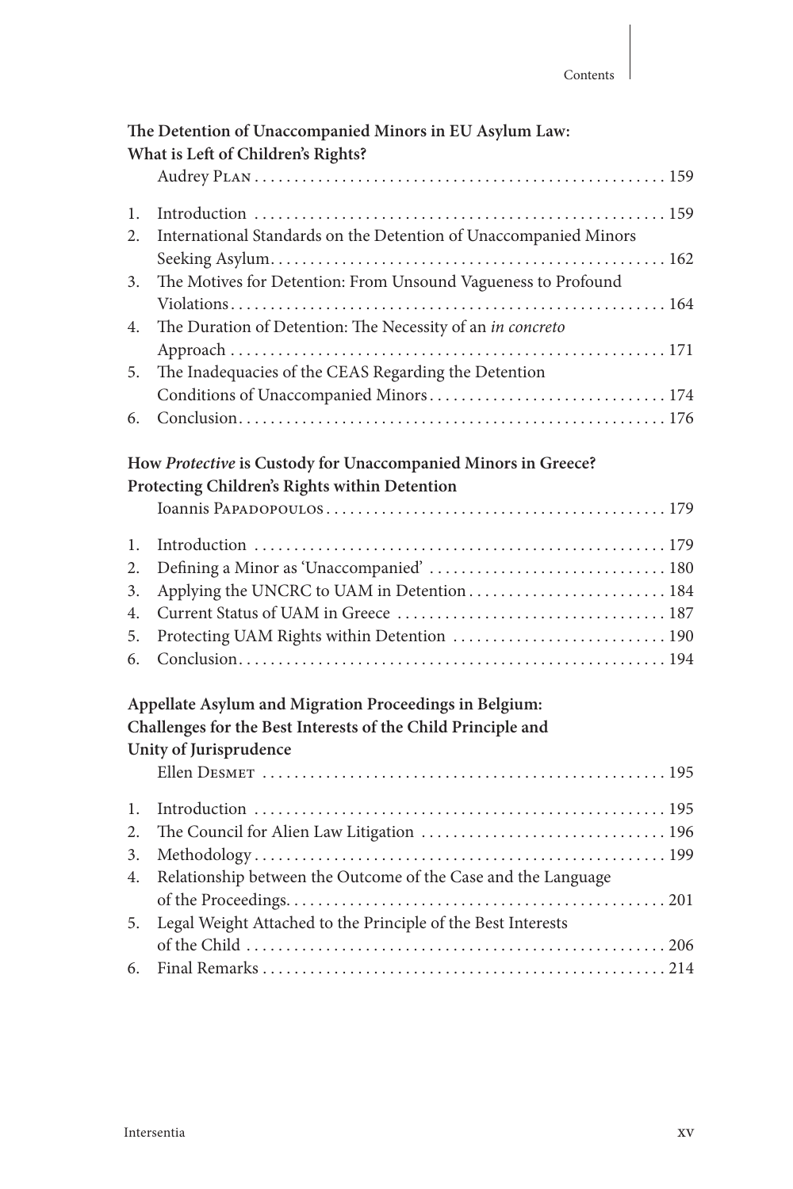**The Detention of Unaccompanied Minors in EU Asylum Law: What is Left of Children's Rights?**

Audrey Plan . . . . . . . . . . 159

1. Introduction . . . . . . . . . . 159
2. International Standards on the Detention of Unaccompanied Minors Seeking Asylum . . . . . . . . . . 162
3. The Motives for Detention: From Unsound Vagueness to Profound Violations . . . . . . . . . . 164
4. The Duration of Detention: The Necessity of an *in concreto* Approach . . . . . . . . . . 171
5. The Inadequacies of the CEAS Regarding the Detention Conditions of Unaccompanied Minors . . . . . . . . . . 174
6. Conclusion . . . . . . . . . . 176

**How *Protective* is Custody for Unaccompanied Minors in Greece? Protecting Children's Rights within Detention**

Ioannis Papadopoulos . . . . . . . . . . 179

1. Introduction . . . . . . . . . . 179
2. Defining a Minor as 'Unaccompanied' . . . . . . . . . . 180
3. Applying the UNCRC to UAM in Detention . . . . . . . . . . 184
4. Current Status of UAM in Greece . . . . . . . . . . 187
5. Protecting UAM Rights within Detention . . . . . . . . . . 190
6. Conclusion . . . . . . . . . . 194

**Appellate Asylum and Migration Proceedings in Belgium: Challenges for the Best Interests of the Child Principle and Unity of Jurisprudence**

Ellen Desmet . . . . . . . . . . 195

1. Introduction . . . . . . . . . . 195
2. The Council for Alien Law Litigation . . . . . . . . . . 196
3. Methodology . . . . . . . . . . 199
4. Relationship between the Outcome of the Case and the Language of the Proceedings . . . . . . . . . . 201
5. Legal Weight Attached to the Principle of the Best Interests of the Child . . . . . . . . . . 206
6. Final Remarks . . . . . . . . . . 214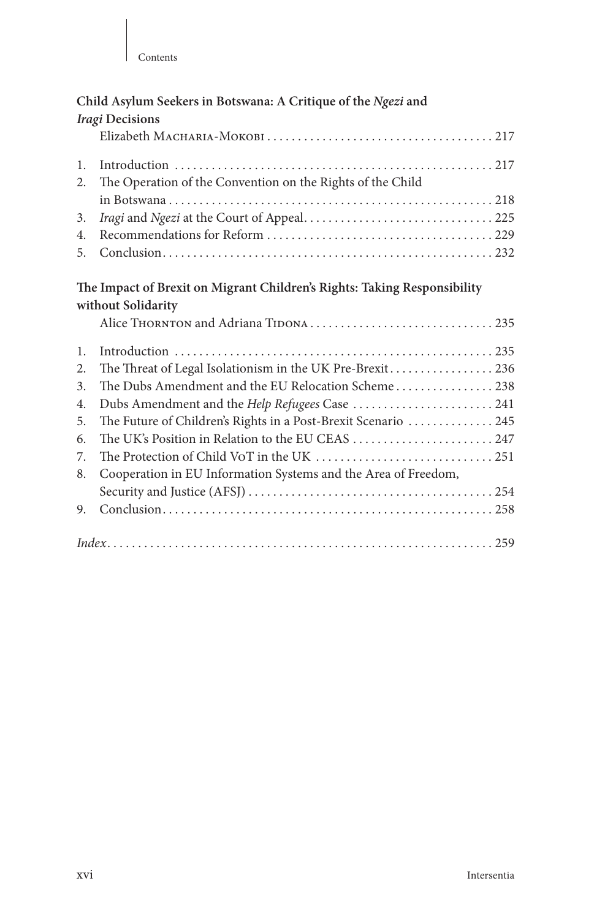**Child Asylum Seekers in Botswana: A Critique of the *Ngezi* and *Iragi* Decisions**

Elizabeth Macharia-Mokobi . . . . . . . . . . . . . . . . . . . . . . . . . . . . . . . . . . . . . 217

1. Introduction . . . . . . . . . . . . . . . . . . . . . . . . . . . . . . . . . . . . . . . . . . . . . . . . . . . 217
2. The Operation of the Convention on the Rights of the Child in Botswana . . . . . . . . . . . . . . . . . . . . . . . . . . . . . . . . . . . . . . . . . . . . . . . . . . . . 218
3. *Iragi* and *Ngezi* at the Court of Appeal . . . . . . . . . . . . . . . . . . . . . . . . . . . . . . . 225
4. Recommendations for Reform . . . . . . . . . . . . . . . . . . . . . . . . . . . . . . . . . . . . . 229
5. Conclusion . . . . . . . . . . . . . . . . . . . . . . . . . . . . . . . . . . . . . . . . . . . . . . . . . . . . 232

**The Impact of Brexit on Migrant Children's Rights: Taking Responsibility without Solidarity**

Alice Thornton and Adriana Tidona . . . . . . . . . . . . . . . . . . . . . . . . . . . . . . . 235

1. Introduction . . . . . . . . . . . . . . . . . . . . . . . . . . . . . . . . . . . . . . . . . . . . . . . . . . . 235
2. The Threat of Legal Isolationism in the UK Pre-Brexit . . . . . . . . . . . . . . . . . 236
3. The Dubs Amendment and the EU Relocation Scheme . . . . . . . . . . . . . . . . 238
4. Dubs Amendment and the *Help Refugees* Case . . . . . . . . . . . . . . . . . . . . . . . 241
5. The Future of Children's Rights in a Post-Brexit Scenario . . . . . . . . . . . . . . 245
6. The UK's Position in Relation to the EU CEAS . . . . . . . . . . . . . . . . . . . . . . . 247
7. The Protection of Child VoT in the UK . . . . . . . . . . . . . . . . . . . . . . . . . . . . . 251
8. Cooperation in EU Information Systems and the Area of Freedom, Security and Justice (AFSJ) . . . . . . . . . . . . . . . . . . . . . . . . . . . . . . . . . . . . . . . . 254
9. Conclusion . . . . . . . . . . . . . . . . . . . . . . . . . . . . . . . . . . . . . . . . . . . . . . . . . . . . 258

*Index* . . . . . . . . . . . . . . . . . . . . . . . . . . . . . . . . . . . . . . . . . . . . . . . . . . . . . . . . . . 259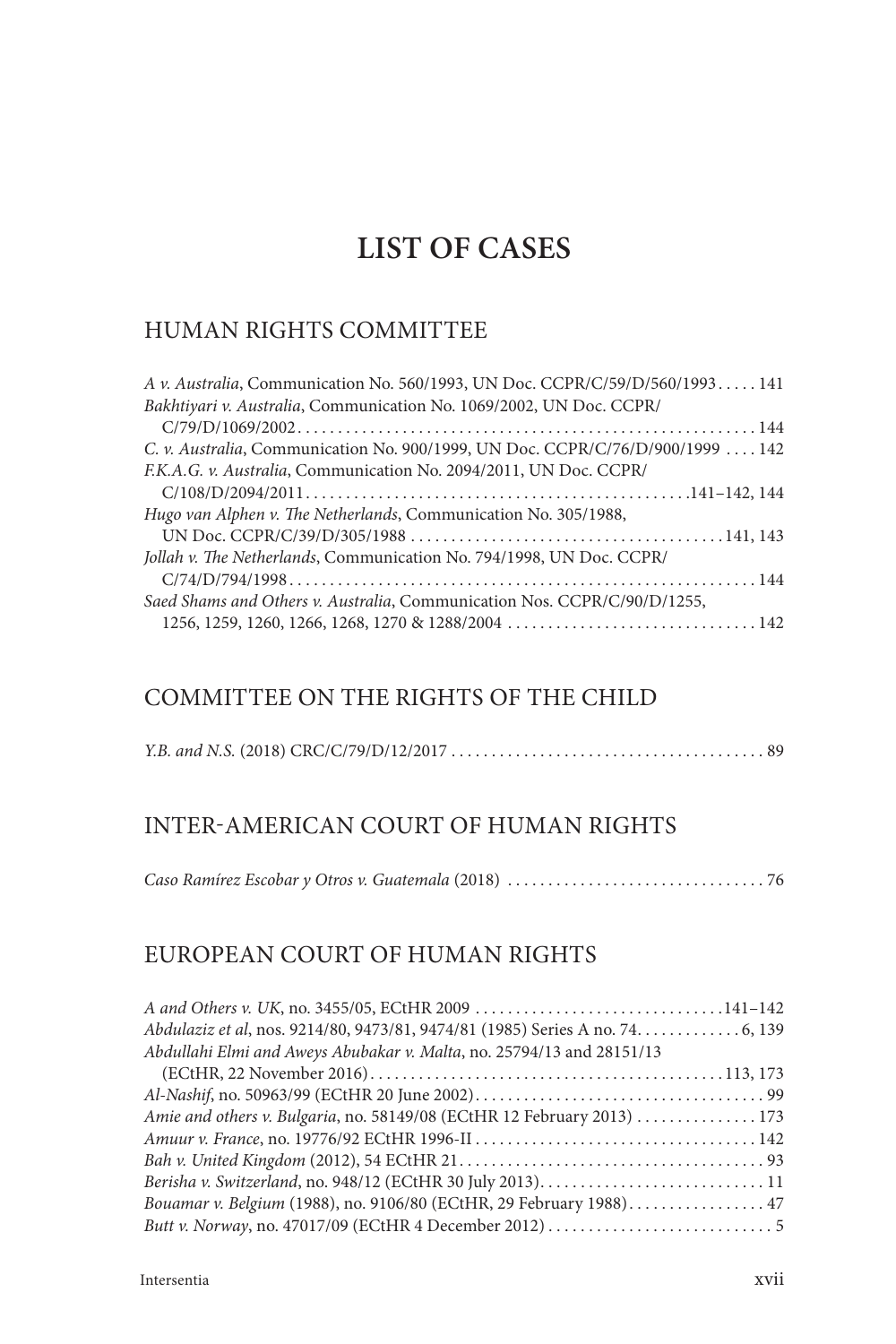# LIST OF CASES

## HUMAN RIGHTS COMMITTEE

*A v. Australia*, Communication No. 560/1993, UN Doc. CCPR/C/59/D/560/1993 . . . . . 141
*Bakhtiyari v. Australia*, Communication No. 1069/2002, UN Doc. CCPR/C/79/D/1069/2002 . . . . . 144
*C. v. Australia*, Communication No. 900/1999, UN Doc. CCPR/C/76/D/900/1999 . . . . 142
*F.K.A.G. v. Australia*, Communication No. 2094/2011, UN Doc. CCPR/C/108/D/2094/2011 . . . . . 141–142, 144
*Hugo van Alphen v. The Netherlands*, Communication No. 305/1988, UN Doc. CCPR/C/39/D/305/1988 . . . . . 141, 143
*Jollah v. The Netherlands*, Communication No. 794/1998, UN Doc. CCPR/C/74/D/794/1998 . . . . . 144
*Saed Shams and Others v. Australia*, Communication Nos. CCPR/C/90/D/1255, 1256, 1259, 1260, 1266, 1268, 1270 & 1288/2004 . . . . . 142

## COMMITTEE ON THE RIGHTS OF THE CHILD

*Y.B. and N.S.* (2018) CRC/C/79/D/12/2017 . . . . . 89

## INTER-AMERICAN COURT OF HUMAN RIGHTS

*Caso Ramírez Escobar y Otros v. Guatemala* (2018) . . . . . 76

## EUROPEAN COURT OF HUMAN RIGHTS

*A and Others v. UK*, no. 3455/05, ECtHR 2009 . . . . . 141–142
*Abdulaziz et al*, nos. 9214/80, 9473/81, 9474/81 (1985) Series A no. 74 . . . . . 6, 139
*Abdullahi Elmi and Aweys Abubakar v. Malta*, no. 25794/13 and 28151/13 (ECtHR, 22 November 2016) . . . . . 113, 173
*Al-Nashif*, no. 50963/99 (ECtHR 20 June 2002) . . . . . 99
*Amie and others v. Bulgaria*, no. 58149/08 (ECtHR 12 February 2013) . . . . . 173
*Amuur v. France*, no. 19776/92 ECtHR 1996-II . . . . . 142
*Bah v. United Kingdom* (2012), 54 ECtHR 21 . . . . . 93
*Berisha v. Switzerland*, no. 948/12 (ECtHR 30 July 2013) . . . . . 11
*Bouamar v. Belgium* (1988), no. 9106/80 (ECtHR, 29 February 1988) . . . . . 47
*Butt v. Norway*, no. 47017/09 (ECtHR 4 December 2012) . . . . . 5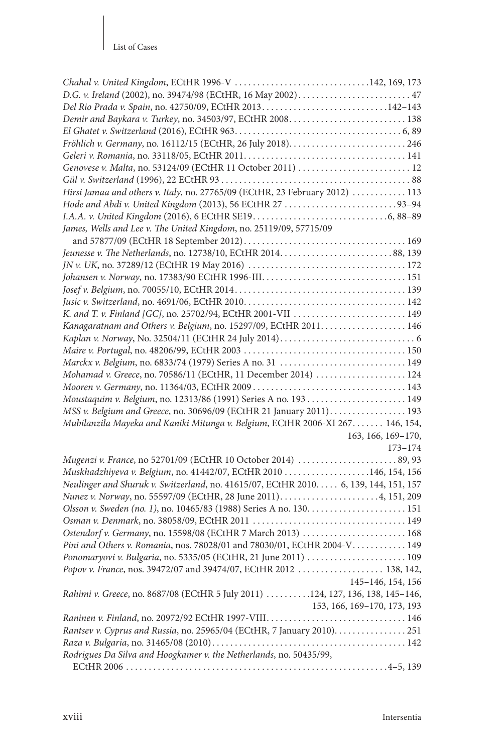*Chahal v. United Kingdom*, ECtHR 1996-V .............................. 142, 169, 173
*D.G. v. Ireland* (2002), no. 39474/98 (ECtHR, 16 May 2002) .............................. 47
*Del Rio Prada v. Spain*, no. 42750/09, ECtHR 2013 .............................. 142–143
*Demir and Baykara v. Turkey*, no. 34503/97, ECtHR 2008 .............................. 138
*El Ghatet v. Switzerland* (2016), ECtHR 963 .............................. 6, 89
*Fröhlich v. Germany*, no. 16112/15 (ECtHR, 26 July 2018) .............................. 246
*Geleri v. Romania*, no. 33118/05, ECtHR 2011 .............................. 141
*Genovese v. Malta*, no. 53124/09 (ECtHR 11 October 2011) .............................. 12
*Gül v. Switzerland* (1996), 22 ECtHR 93 .............................. 88
*Hirsi Jamaa and others v. Italy*, no. 27765/09 (ECtHR, 23 February 2012) .............................. 113
*Hode and Abdi v. United Kingdom* (2013), 56 ECtHR 27 .............................. 93–94
*I.A.A. v. United Kingdom* (2016), 6 ECtHR SE19 .............................. 6, 88–89
*James, Wells and Lee v. The United Kingdom*, no. 25119/09, 57715/09 and 57877/09 (ECtHR 18 September 2012) .............................. 169
*Jeunesse v. The Netherlands*, no. 12738/10, ECtHR 2014 .............................. 88, 139
*JN v. UK*, no. 37289/12 (ECtHR 19 May 2016) .............................. 172
*Johansen v. Norway*, no. 17383/90 ECtHR 1996-III .............................. 151
*Josef v. Belgium*, no. 70055/10, ECtHR 2014 .............................. 139
*Jusic v. Switzerland*, no. 4691/06, ECtHR 2010 .............................. 142
*K. and T. v. Finland [GC]*, no. 25702/94, ECtHR 2001-VII .............................. 149
*Kanagaratnam and Others v. Belgium*, no. 15297/09, ECtHR 2011 .............................. 146
*Kaplan v. Norway*, No. 32504/11 (ECtHR 24 July 2014) .............................. 6
*Maire v. Portugal*, no. 48206/99, ECtHR 2003 .............................. 150
*Marckx v. Belgium*, no. 6833/74 (1979) Series A no. 31 .............................. 149
*Mohamad v. Greece*, no. 70586/11 (ECtHR, 11 December 2014) .............................. 124
*Mooren v. Germany*, no. 11364/03, ECtHR 2009 .............................. 143
*Moustaquim v. Belgium*, no. 12313/86 (1991) Series A no. 193 .............................. 149
*MSS v. Belgium and Greece*, no. 30696/09 (ECtHR 21 January 2011) .............................. 193
*Mubilanzila Mayeka and Kaniki Mitunga v. Belgium*, ECtHR 2006-XI 267 .............................. 146, 154, 163, 166, 169–170, 173–174
*Mugenzi v. France*, no 52701/09 (ECtHR 10 October 2014) .............................. 89, 93
*Muskhadzhiyeva v. Belgium*, no. 41442/07, ECtHR 2010 .............................. 146, 154, 156
*Neulinger and Shuruk v. Switzerland*, no. 41615/07, ECtHR 2010 .............................. 6, 139, 144, 151, 157
*Nunez v. Norway*, no. 55597/09 (ECtHR, 28 June 2011) .............................. 4, 151, 209
*Olsson v. Sweden (no. 1)*, no. 10465/83 (1988) Series A no. 130 .............................. 151
*Osman v. Denmark*, no. 38058/09, ECtHR 2011 .............................. 149
*Ostendorf v. Germany*, no. 15598/08 (ECtHR 7 March 2013) .............................. 168
*Pini and Others v. Romania*, nos. 78028/01 and 78030/01, ECtHR 2004-V .............................. 149
*Ponomaryovi v. Bulgaria*, no. 5335/05 (ECtHR, 21 June 2011) .............................. 109
*Popov v. France*, nos. 39472/07 and 39474/07, ECtHR 2012 .............................. 138, 142, 145–146, 154, 156
*Rahimi v. Greece*, no. 8687/08 (ECtHR 5 July 2011) .............................. 124, 127, 136, 138, 145–146, 153, 166, 169–170, 173, 193
*Raninen v. Finland*, no. 20972/92 ECtHR 1997-VIII .............................. 146
*Rantsev v. Cyprus and Russia*, no. 25965/04 (ECtHR, 7 January 2010) .............................. 251
*Raza v. Bulgaria*, no. 31465/08 (2010) .............................. 142
*Rodrigues Da Silva and Hoogkamer v. the Netherlands*, no. 50435/99, ECtHR 2006 .............................. 4–5, 139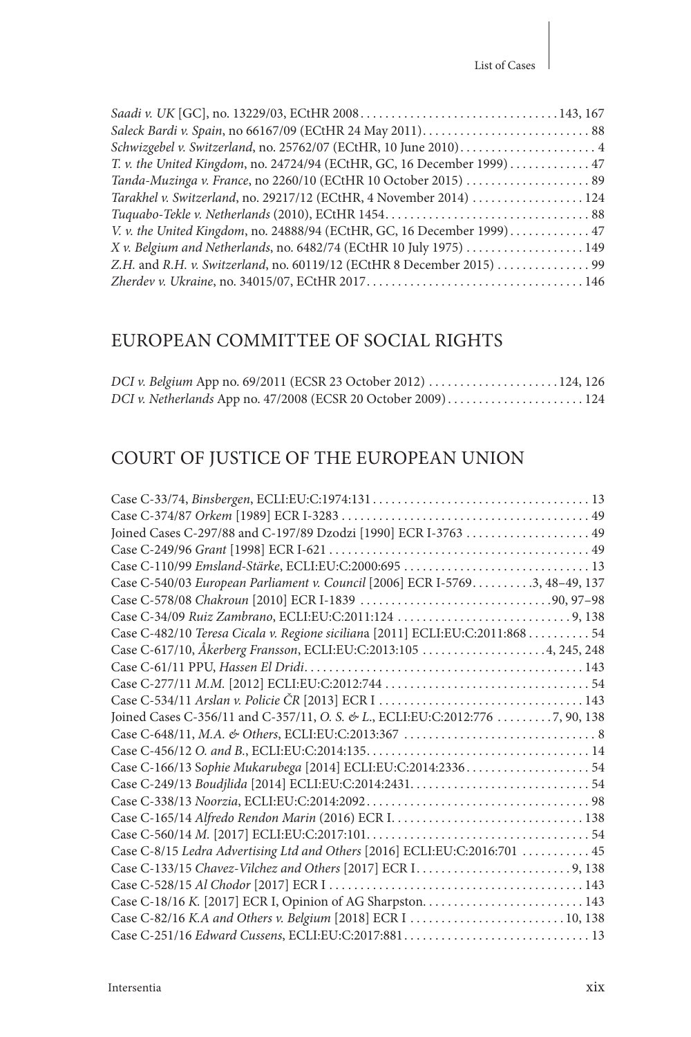*Saadi v. UK* [GC], no. 13229/03, ECtHR 2008 . . . . . . . . . . . . . . . . . . . . . . . . . . . . . . . . . 143, 167
*Saleck Bardi v. Spain*, no 66167/09 (ECtHR 24 May 2011) . . . . . . . . . . . . . . . . . . . . . . . . . . . 88
*Schwizgebel v. Switzerland*, no. 25762/07 (ECtHR, 10 June 2010) . . . . . . . . . . . . . . . . . . . . . . 4
*T. v. the United Kingdom*, no. 24724/94 (ECtHR, GC, 16 December 1999) . . . . . . . . . . . . . 47
*Tanda-Muzinga v. France*, no 2260/10 (ECtHR 10 October 2015) . . . . . . . . . . . . . . . . . . . . 89
*Tarakhel v. Switzerland*, no. 29217/12 (ECtHR, 4 November 2014) . . . . . . . . . . . . . . . . . . 124
*Tuquabo-Tekle v. Netherlands* (2010), ECtHR 1454 . . . . . . . . . . . . . . . . . . . . . . . . . . . . . . . . . 88
*V. v. the United Kingdom*, no. 24888/94 (ECtHR, GC, 16 December 1999) . . . . . . . . . . . . . 47
*X v. Belgium and Netherlands*, no. 6482/74 (ECtHR 10 July 1975) . . . . . . . . . . . . . . . . . . . 149
*Z.H.* and *R.H. v. Switzerland*, no. 60119/12 (ECtHR 8 December 2015) . . . . . . . . . . . . . . . 99
*Zherdev v. Ukraine*, no. 34015/07, ECtHR 2017 . . . . . . . . . . . . . . . . . . . . . . . . . . . . . . . . . . . 146

## EUROPEAN COMMITTEE OF SOCIAL RIGHTS

*DCI v. Belgium* App no. 69/2011 (ECSR 23 October 2012) . . . . . . . . . . . . . . . . . . . . . 124, 126
*DCI v. Netherlands* App no. 47/2008 (ECSR 20 October 2009) . . . . . . . . . . . . . . . . . . . . . . 124

## COURT OF JUSTICE OF THE EUROPEAN UNION

Case C-33/74, *Binsbergen*, ECLI:EU:C:1974:131 . . . . . . . . . . . . . . . . . . . . . . . . . . . . . . . . . . . 13
Case C-374/87 *Orkem* [1989] ECR I-3283 . . . . . . . . . . . . . . . . . . . . . . . . . . . . . . . . . . . . . . . . 49
Joined Cases C-297/88 and C-197/89 Dzodzi [1990] ECR I-3763 . . . . . . . . . . . . . . . . . . . . 49
Case C-249/96 *Grant* [1998] ECR I-621 . . . . . . . . . . . . . . . . . . . . . . . . . . . . . . . . . . . . . . . . . . 49
Case C-110/99 *Emsland-Stärke*, ECLI:EU:C:2000:695 . . . . . . . . . . . . . . . . . . . . . . . . . . . . . . 13
Case C-540/03 *European Parliament v. Council* [2006] ECR I-5769 . . . . . . . . . . 3, 48–49, 137
Case C-578/08 *Chakroun* [2010] ECR I-1839 . . . . . . . . . . . . . . . . . . . . . . . . . . . . . . . 90, 97–98
Case C-34/09 *Ruiz Zambrano*, ECLI:EU:C:2011:124 . . . . . . . . . . . . . . . . . . . . . . . . . . . . 9, 138
Case C-482/10 *Teresa Cicala v. Regione siciliana* [2011] ECLI:EU:C:2011:868 . . . . . . . . . . 54
Case C-617/10, *Åkerberg Fransson*, ECLI:EU:C:2013:105 . . . . . . . . . . . . . . . . . . . . 4, 245, 248
Case C-61/11 PPU, *Hassen El Dridi* . . . . . . . . . . . . . . . . . . . . . . . . . . . . . . . . . . . . . . . . . . . . . 143
Case C-277/11 *M.M.* [2012] ECLI:EU:C:2012:744 . . . . . . . . . . . . . . . . . . . . . . . . . . . . . . . . . 54
Case C-534/11 *Arslan v. Policie ČR* [2013] ECR I . . . . . . . . . . . . . . . . . . . . . . . . . . . . . . . . . 143
Joined Cases C-356/11 and C-357/11, *O. S. & L.*, ECLI:EU:C:2012:776 . . . . . . . . . 7, 90, 138
Case C-648/11, *M.A. & Others*, ECLI:EU:C:2013:367 . . . . . . . . . . . . . . . . . . . . . . . . . . . . . . . 8
Case C-456/12 *O. and B.*, ECLI:EU:C:2014:135 . . . . . . . . . . . . . . . . . . . . . . . . . . . . . . . . . . . 14
Case C-166/13 S*ophie Mukarubega* [2014] ECLI:EU:C:2014:2336 . . . . . . . . . . . . . . . . . . . . 54
Case C-249/13 *Boudjlida* [2014] ECLI:EU:C:2014:2431 . . . . . . . . . . . . . . . . . . . . . . . . . . . . . 54
Case C-338/13 *Noorzia*, ECLI:EU:C:2014:2092 . . . . . . . . . . . . . . . . . . . . . . . . . . . . . . . . . . . . 98
Case C-165/14 *Alfredo Rendon Marin* (2016) ECR I . . . . . . . . . . . . . . . . . . . . . . . . . . . . . . . 138
Case C-560/14 *M.* [2017] ECLI:EU:C:2017:101 . . . . . . . . . . . . . . . . . . . . . . . . . . . . . . . . . . . . 54
Case C-8/15 *Ledra Advertising Ltd and Others* [2016] ECLI:EU:C:2016:701 . . . . . . . . . . . 45
Case C-133/15 *Chavez-Vilchez and Others* [2017] ECR I . . . . . . . . . . . . . . . . . . . . . . . . . 9, 138
Case C-528/15 *Al Chodor* [2017] ECR I . . . . . . . . . . . . . . . . . . . . . . . . . . . . . . . . . . . . . . . . . 143
Case C-18/16 *K.* [2017] ECR I, Opinion of AG Sharpston . . . . . . . . . . . . . . . . . . . . . . . . . . 143
Case C-82/16 *K.A and Others v. Belgium* [2018] ECR I . . . . . . . . . . . . . . . . . . . . . . . . . 10, 138
Case C-251/16 *Edward Cussens*, ECLI:EU:C:2017:881 . . . . . . . . . . . . . . . . . . . . . . . . . . . . . . 13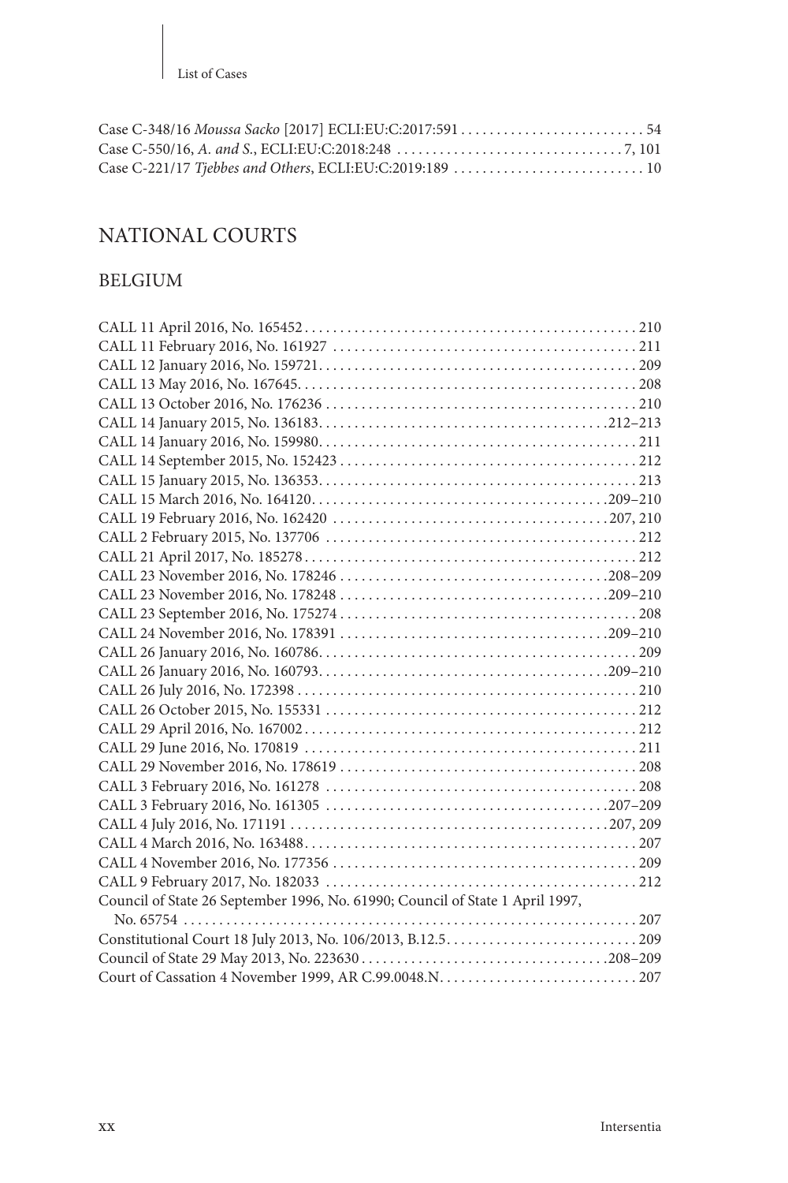Case C-348/16 *Moussa Sacko* [2017] ECLI:EU:C:2017:591 . . . . . . . . . . . . . . . . . . . . . . . . . . 54
Case C-550/16, *A. and S.*, ECLI:EU:C:2018:248 . . . . . . . . . . . . . . . . . . . . . . . . . . . . . . . . 7, 101
Case C-221/17 *Tjebbes and Others*, ECLI:EU:C:2019:189 . . . . . . . . . . . . . . . . . . . . . . . . . . . 10

## NATIONAL COURTS

### BELGIUM

CALL 11 April 2016, No. 165452 . . . . . . . . . . . . . . . . . . . . . . . . . . . . . . . . . . . . . . . . . . . . . . 210
CALL 11 February 2016, No. 161927 . . . . . . . . . . . . . . . . . . . . . . . . . . . . . . . . . . . . . . . . . . 211
CALL 12 January 2016, No. 159721 . . . . . . . . . . . . . . . . . . . . . . . . . . . . . . . . . . . . . . . . . . . 209
CALL 13 May 2016, No. 167645 . . . . . . . . . . . . . . . . . . . . . . . . . . . . . . . . . . . . . . . . . . . . . . 208
CALL 13 October 2016, No. 176236 . . . . . . . . . . . . . . . . . . . . . . . . . . . . . . . . . . . . . . . . . . . 210
CALL 14 January 2015, No. 136183 . . . . . . . . . . . . . . . . . . . . . . . . . . . . . . . . . . . . . . . . 212–213
CALL 14 January 2016, No. 159980 . . . . . . . . . . . . . . . . . . . . . . . . . . . . . . . . . . . . . . . . . . . 211
CALL 14 September 2015, No. 152423 . . . . . . . . . . . . . . . . . . . . . . . . . . . . . . . . . . . . . . . . 212
CALL 15 January 2015, No. 136353 . . . . . . . . . . . . . . . . . . . . . . . . . . . . . . . . . . . . . . . . . . . 213
CALL 15 March 2016, No. 164120 . . . . . . . . . . . . . . . . . . . . . . . . . . . . . . . . . . . . . . . . . 209–210
CALL 19 February 2016, No. 162420 . . . . . . . . . . . . . . . . . . . . . . . . . . . . . . . . . . . . . . . 207, 210
CALL 2 February 2015, No. 137706 . . . . . . . . . . . . . . . . . . . . . . . . . . . . . . . . . . . . . . . . . . 212
CALL 21 April 2017, No. 185278 . . . . . . . . . . . . . . . . . . . . . . . . . . . . . . . . . . . . . . . . . . . . . . 212
CALL 23 November 2016, No. 178246 . . . . . . . . . . . . . . . . . . . . . . . . . . . . . . . . . . . . . . 208–209
CALL 23 November 2016, No. 178248 . . . . . . . . . . . . . . . . . . . . . . . . . . . . . . . . . . . . . . 209–210
CALL 23 September 2016, No. 175274 . . . . . . . . . . . . . . . . . . . . . . . . . . . . . . . . . . . . . . . . 208
CALL 24 November 2016, No. 178391 . . . . . . . . . . . . . . . . . . . . . . . . . . . . . . . . . . . . . . 209–210
CALL 26 January 2016, No. 160786 . . . . . . . . . . . . . . . . . . . . . . . . . . . . . . . . . . . . . . . . . . . 209
CALL 26 January 2016, No. 160793 . . . . . . . . . . . . . . . . . . . . . . . . . . . . . . . . . . . . . . . . 209–210
CALL 26 July 2016, No. 172398 . . . . . . . . . . . . . . . . . . . . . . . . . . . . . . . . . . . . . . . . . . . . . . . 210
CALL 26 October 2015, No. 155331 . . . . . . . . . . . . . . . . . . . . . . . . . . . . . . . . . . . . . . . . . . . 212
CALL 29 April 2016, No. 167002 . . . . . . . . . . . . . . . . . . . . . . . . . . . . . . . . . . . . . . . . . . . . . . 212
CALL 29 June 2016, No. 170819 . . . . . . . . . . . . . . . . . . . . . . . . . . . . . . . . . . . . . . . . . . . . . . 211
CALL 29 November 2016, No. 178619 . . . . . . . . . . . . . . . . . . . . . . . . . . . . . . . . . . . . . . . . . 208
CALL 3 February 2016, No. 161278 . . . . . . . . . . . . . . . . . . . . . . . . . . . . . . . . . . . . . . . . . . . 208
CALL 3 February 2016, No. 161305 . . . . . . . . . . . . . . . . . . . . . . . . . . . . . . . . . . . . . . . . 207–209
CALL 4 July 2016, No. 171191 . . . . . . . . . . . . . . . . . . . . . . . . . . . . . . . . . . . . . . . . . . . . . 207, 209
CALL 4 March 2016, No. 163488 . . . . . . . . . . . . . . . . . . . . . . . . . . . . . . . . . . . . . . . . . . . . . . 207
CALL 4 November 2016, No. 177356 . . . . . . . . . . . . . . . . . . . . . . . . . . . . . . . . . . . . . . . . . . 209
CALL 9 February 2017, No. 182033 . . . . . . . . . . . . . . . . . . . . . . . . . . . . . . . . . . . . . . . . . . . 212
Council of State 26 September 1996, No. 61990; Council of State 1 April 1997, No. 65754 . . . . . . . . . . . . . . . . . . . . . . . . . . . . . . . . . . . . . . . . . . . . . . . . . . . . . . . . . 207
Constitutional Court 18 July 2013, No. 106/2013, B.12.5 . . . . . . . . . . . . . . . . . . . . . . . . . . . 209
Council of State 29 May 2013, No. 223630 . . . . . . . . . . . . . . . . . . . . . . . . . . . . . . . . . . 208–209
Court of Cassation 4 November 1999, AR C.99.0048.N . . . . . . . . . . . . . . . . . . . . . . . . . . . . 207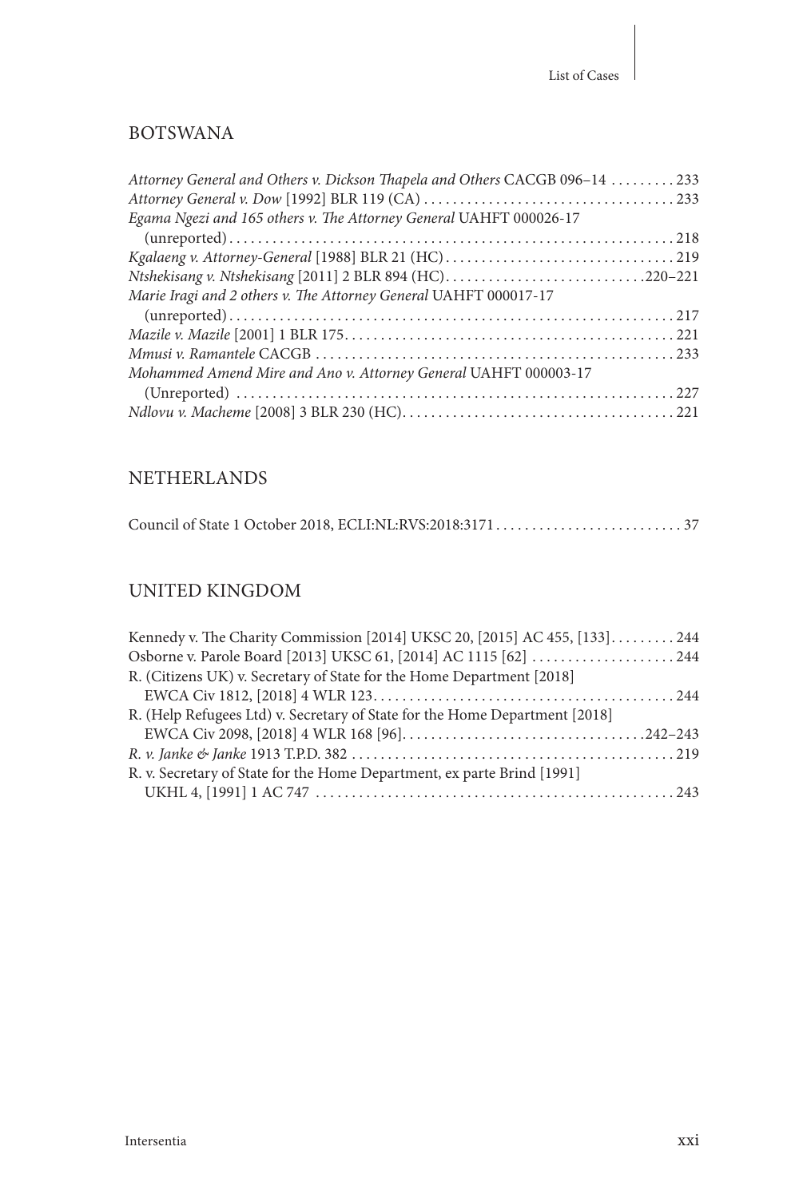## BOTSWANA

*Attorney General and Others v. Dickson Thapela and Others* CACGB 096–14 . . . . . . . . . 233
*Attorney General v. Dow* [1992] BLR 119 (CA) . . . . . . . . . . . . . . . . . . . . . . . . . . . . . . . . . . . 233
*Egama Ngezi and 165 others v. The Attorney General* UAHFT 000026-17
 (unreported) . . . . . . . . . . . . . . . . . . . . . . . . . . . . . . . . . . . . . . . . . . . . . . . . . . . . . . . . . . . . . . 218
*Kgalaeng v. Attorney-General* [1988] BLR 21 (HC) . . . . . . . . . . . . . . . . . . . . . . . . . . . . . . . . 219
*Ntshekisang v. Ntshekisang* [2011] 2 BLR 894 (HC) . . . . . . . . . . . . . . . . . . . . . . . . . . . .220–221
*Marie Iragi and 2 others v. The Attorney General* UAHFT 000017-17
 (unreported) . . . . . . . . . . . . . . . . . . . . . . . . . . . . . . . . . . . . . . . . . . . . . . . . . . . . . . . . . . . . . . 217
*Mazile v. Mazile* [2001] 1 BLR 175 . . . . . . . . . . . . . . . . . . . . . . . . . . . . . . . . . . . . . . . . . . . . . . 221
*Mmusi v. Ramantele* CACGB . . . . . . . . . . . . . . . . . . . . . . . . . . . . . . . . . . . . . . . . . . . . . . . . . . 233
*Mohammed Amend Mire and Ano v. Attorney General* UAHFT 000003-17
 (Unreported) . . . . . . . . . . . . . . . . . . . . . . . . . . . . . . . . . . . . . . . . . . . . . . . . . . . . . . . . . . . . . . 227
*Ndlovu v. Macheme* [2008] 3 BLR 230 (HC). . . . . . . . . . . . . . . . . . . . . . . . . . . . . . . . . . . . . . . 221

## NETHERLANDS

Council of State 1 October 2018, ECLI:NL:RVS:2018:3171 . . . . . . . . . . . . . . . . . . . . . . . . . . 37

## UNITED KINGDOM

Kennedy v. The Charity Commission [2014] UKSC 20, [2015] AC 455, [133]. . . . . . . . . 244
Osborne v. Parole Board [2013] UKSC 61, [2014] AC 1115 [62] . . . . . . . . . . . . . . . . . . . . 244
R. (Citizens UK) v. Secretary of State for the Home Department [2018]
 EWCA Civ 1812, [2018] 4 WLR 123. . . . . . . . . . . . . . . . . . . . . . . . . . . . . . . . . . . . . . . . . . 244
R. (Help Refugees Ltd) v. Secretary of State for the Home Department [2018]
 EWCA Civ 2098, [2018] 4 WLR 168 [96]. . . . . . . . . . . . . . . . . . . . . . . . . . . . . . . . . .242–243
*R. v. Janke & Janke* 1913 T.P.D. 382 . . . . . . . . . . . . . . . . . . . . . . . . . . . . . . . . . . . . . . . . . . . . . 219
R. v. Secretary of State for the Home Department, ex parte Brind [1991]
 UKHL 4, [1991] 1 AC 747 . . . . . . . . . . . . . . . . . . . . . . . . . . . . . . . . . . . . . . . . . . . . . . . . . . 243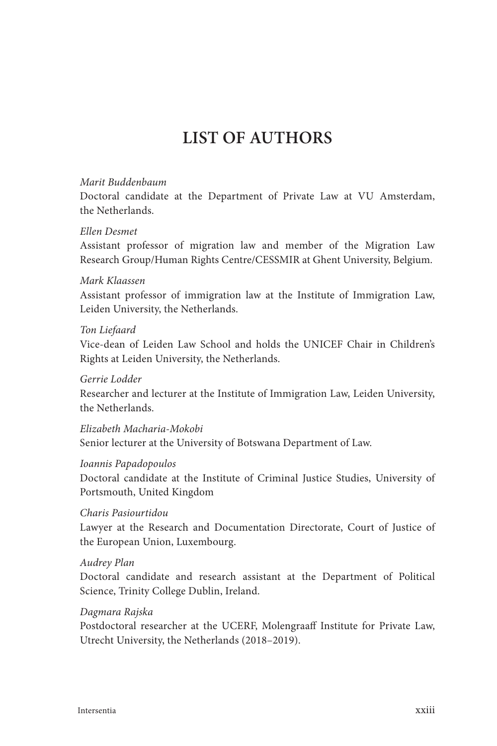# LIST OF AUTHORS

*Marit Buddenbaum*
Doctoral candidate at the Department of Private Law at VU Amsterdam, the Netherlands.

*Ellen Desmet*
Assistant professor of migration law and member of the Migration Law Research Group/Human Rights Centre/CESSMIR at Ghent University, Belgium.

*Mark Klaassen*
Assistant professor of immigration law at the Institute of Immigration Law, Leiden University, the Netherlands.

*Ton Liefaard*
Vice-dean of Leiden Law School and holds the UNICEF Chair in Children's Rights at Leiden University, the Netherlands.

*Gerrie Lodder*
Researcher and lecturer at the Institute of Immigration Law, Leiden University, the Netherlands.

*Elizabeth Macharia-Mokobi*
Senior lecturer at the University of Botswana Department of Law.

*Ioannis Papadopoulos*
Doctoral candidate at the Institute of Criminal Justice Studies, University of Portsmouth, United Kingdom

*Charis Pasiourtidou*
Lawyer at the Research and Documentation Directorate, Court of Justice of the European Union, Luxembourg.

*Audrey Plan*
Doctoral candidate and research assistant at the Department of Political Science, Trinity College Dublin, Ireland.

*Dagmara Rajska*
Postdoctoral researcher at the UCERF, Molengraaff Institute for Private Law, Utrecht University, the Netherlands (2018–2019).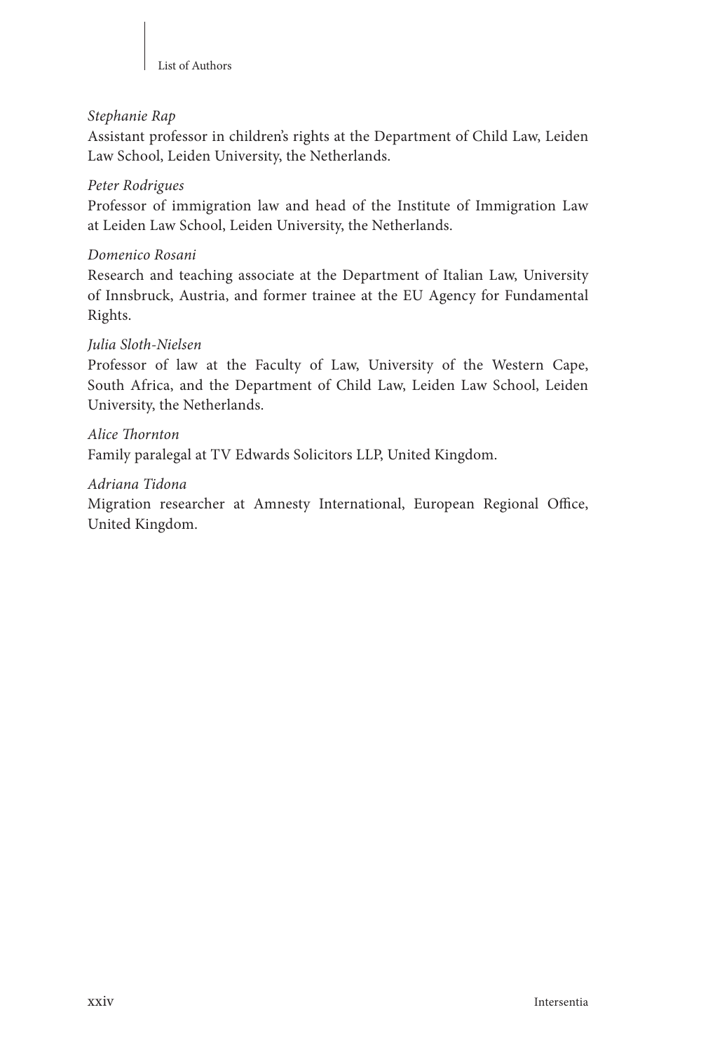*Stephanie Rap*
Assistant professor in children's rights at the Department of Child Law, Leiden Law School, Leiden University, the Netherlands.

*Peter Rodrigues*
Professor of immigration law and head of the Institute of Immigration Law at Leiden Law School, Leiden University, the Netherlands.

*Domenico Rosani*
Research and teaching associate at the Department of Italian Law, University of Innsbruck, Austria, and former trainee at the EU Agency for Fundamental Rights.

*Julia Sloth-Nielsen*
Professor of law at the Faculty of Law, University of the Western Cape, South Africa, and the Department of Child Law, Leiden Law School, Leiden University, the Netherlands.

*Alice Thornton*
Family paralegal at TV Edwards Solicitors LLP, United Kingdom.

*Adriana Tidona*
Migration researcher at Amnesty International, European Regional Office, United Kingdom.